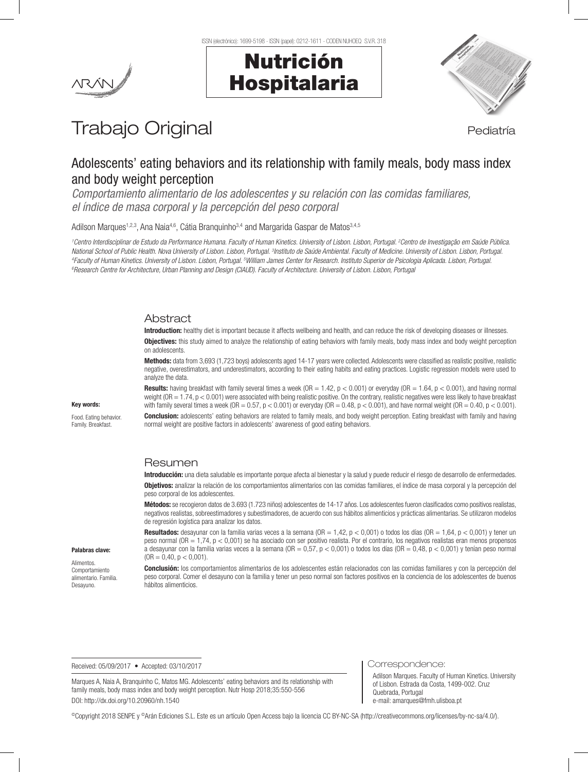# Trabajo Original

Pediatría

## Adolescents' eating behaviors and its relationship with family meals, body mass index and body weight perception

*Comportamiento alimentario de los adolescentes y su relación con las comidas familiares, el índice de masa corporal y la percepción del peso corporal*

Adilson Marques[1,2,3], Ana Naia[4,6], Cátia Branquinho[3,4] and Margarida Gaspar de Matos[3,4,5]

[1]Centro Interdisciplinar de Estudo da Performance Humana. Faculty of Human Kinetics. University of Lisbon. Lisbon, Portugal. [2]Centro de Investigação em Saúde Pública. National School of Public Health. Nova University of Lisbon. Lisbon, Portugal. [3]Instituto de Saúde Ambiental. Faculty of Medicine. University of Lisbon. Lisbon, Portugal. [4]Faculty of Human Kinetics. University of Lisbon. Lisbon, Portugal. [5]William James Center for Research. Instituto Superior de Psicologia Aplicada. Lisbon, Portugal. [6]Research Centre for Architecture, Urban Planning and Design (CIAUD). Faculty of Architecture. University of Lisbon. Lisbon, Portugal

### Abstract

**Introduction:** healthy diet is important because it affects wellbeing and health, and can reduce the risk of developing diseases or illnesses.

**Objectives:** this study aimed to analyze the relationship of eating behaviors with family meals, body mass index and body weight perception on adolescents.

**Methods:** data from 3,693 (1,723 boys) adolescents aged 14-17 years were collected. Adolescents were classified as realistic positive, realistic negative, overestimators, and underestimators, according to their eating habits and eating practices. Logistic regression models were used to analyze the data.

**Results:** having breakfast with family several times a week (OR = 1.42, $p < 0.001$) or everyday (OR = 1.64, $p < 0.001$), and having normal weight (OR = 1.74, $p < 0.001$) were associated with being realistic positive. On the contrary, realistic negatives were less likely to have breakfast with family several times a week (OR = 0.57, $p < 0.001$) or everyday (OR = 0.48, $p < 0.001$), and have normal weight (OR = 0.40, $p < 0.001$).

**Conclusion:** adolescents' eating behaviors are related to family meals, and body weight perception. Eating breakfast with family and having normal weight are positive factors in adolescents' awareness of good eating behaviors.

**Key words:**

Food. Eating behavior. Family. Breakfast.

### Resumen

**Introducción:** una dieta saludable es importante porque afecta al bienestar y la salud y puede reducir el riesgo de desarrollo de enfermedades.

**Objetivos:** analizar la relación de los comportamientos alimentarios con las comidas familiares, el índice de masa corporal y la percepción del peso corporal de los adolescentes.

**Métodos:** se recogieron datos de 3.693 (1.723 niños) adolescentes de 14-17 años. Los adolescentes fueron clasificados como positivos realistas, negativos realistas, sobreestimadores y subestimadores, de acuerdo con sus hábitos alimenticios y prácticas alimentarias. Se utilizaron modelos de regresión logística para analizar los datos.

**Resultados:** desayunar con la familia varias veces a la semana (OR = 1,42, $p < 0,001$) o todos los días (OR = 1,64, $p < 0,001$) y tener un peso normal (OR = 1,74, $p < 0,001$) se ha asociado con ser positivo realista. Por el contrario, los negativos realistas eran menos propensos a desayunar con la familia varias veces a la semana (OR = 0,57, $p < 0,001$) o todos los días (OR = 0,48, $p < 0,001$) y tenían peso normal (OR = 0,40, $p < 0,001$).

**Conclusión:** los comportamientos alimentarios de los adolescentes están relacionados con las comidas familiares y con la percepción del peso corporal. Comer el desayuno con la familia y tener un peso normal son factores positivos en la conciencia de los adolescentes de buenos hábitos alimenticios.

**Palabras clave:**

Alimentos. Comportamiento alimentario. Familia. Desayuno.

Received: 05/09/2017 • Accepted: 03/10/2017

Marques A, Naia A, Branquinho C, Matos MG. Adolescents' eating behaviors and its relationship with family meals, body mass index and body weight perception. Nutr Hosp 2018;35:550-556

DOI: http://dx.doi.org/10.20960/nh.1540

Correspondence:

Adilson Marques. Faculty of Human Kinetics. University of Lisbon. Estrada da Costa, 1499-002. Cruz Quebrada, Portugal
e-mail: amarques@fmh.ulisboa.pt

©Copyright 2018 SENPE y ©Arán Ediciones S.L. Este es un artículo Open Access bajo la licencia CC BY-NC-SA (http://creativecommons.org/licenses/by-nc-sa/4.0/).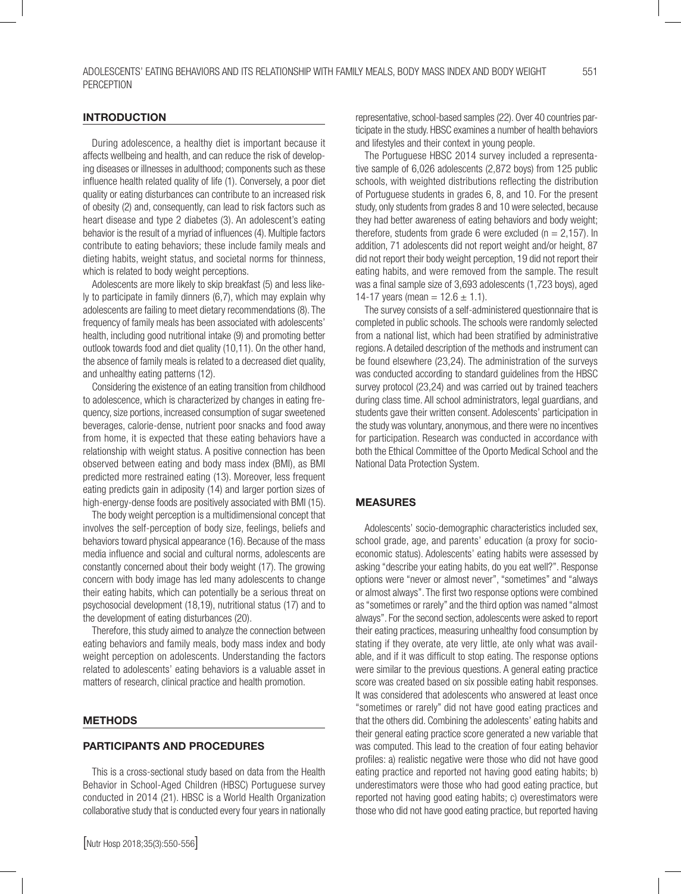## INTRODUCTION

During adolescence, a healthy diet is important because it affects wellbeing and health, and can reduce the risk of developing diseases or illnesses in adulthood; components such as these influence health related quality of life (1). Conversely, a poor diet quality or eating disturbances can contribute to an increased risk of obesity (2) and, consequently, can lead to risk factors such as heart disease and type 2 diabetes (3). An adolescent's eating behavior is the result of a myriad of influences (4). Multiple factors contribute to eating behaviors; these include family meals and dieting habits, weight status, and societal norms for thinness, which is related to body weight perceptions.

Adolescents are more likely to skip breakfast (5) and less likely to participate in family dinners (6,7), which may explain why adolescents are failing to meet dietary recommendations (8). The frequency of family meals has been associated with adolescents' health, including good nutritional intake (9) and promoting better outlook towards food and diet quality (10,11). On the other hand, the absence of family meals is related to a decreased diet quality, and unhealthy eating patterns (12).

Considering the existence of an eating transition from childhood to adolescence, which is characterized by changes in eating frequency, size portions, increased consumption of sugar sweetened beverages, calorie-dense, nutrient poor snacks and food away from home, it is expected that these eating behaviors have a relationship with weight status. A positive connection has been observed between eating and body mass index (BMI), as BMI predicted more restrained eating (13). Moreover, less frequent eating predicts gain in adiposity (14) and larger portion sizes of high-energy-dense foods are positively associated with BMI (15).

The body weight perception is a multidimensional concept that involves the self-perception of body size, feelings, beliefs and behaviors toward physical appearance (16). Because of the mass media influence and social and cultural norms, adolescents are constantly concerned about their body weight (17). The growing concern with body image has led many adolescents to change their eating habits, which can potentially be a serious threat on psychosocial development (18,19), nutritional status (17) and to the development of eating disturbances (20).

Therefore, this study aimed to analyze the connection between eating behaviors and family meals, body mass index and body weight perception on adolescents. Understanding the factors related to adolescents' eating behaviors is a valuable asset in matters of research, clinical practice and health promotion.

## METHODS

### PARTICIPANTS AND PROCEDURES

This is a cross-sectional study based on data from the Health Behavior in School-Aged Children (HBSC) Portuguese survey conducted in 2014 (21). HBSC is a World Health Organization collaborative study that is conducted every four years in nationally representative, school-based samples (22). Over 40 countries participate in the study. HBSC examines a number of health behaviors and lifestyles and their context in young people.

The Portuguese HBSC 2014 survey included a representative sample of 6,026 adolescents (2,872 boys) from 125 public schools, with weighted distributions reflecting the distribution of Portuguese students in grades 6, 8, and 10. For the present study, only students from grades 8 and 10 were selected, because they had better awareness of eating behaviors and body weight; therefore, students from grade 6 were excluded ($n = 2,157$). In addition, 71 adolescents did not report weight and/or height, 87 did not report their body weight perception, 19 did not report their eating habits, and were removed from the sample. The result was a final sample size of 3,693 adolescents (1,723 boys), aged 14-17 years (mean = $12.6 \pm 1.1$).

The survey consists of a self-administered questionnaire that is completed in public schools. The schools were randomly selected from a national list, which had been stratified by administrative regions. A detailed description of the methods and instrument can be found elsewhere (23,24). The administration of the surveys was conducted according to standard guidelines from the HBSC survey protocol (23,24) and was carried out by trained teachers during class time. All school administrators, legal guardians, and students gave their written consent. Adolescents' participation in the study was voluntary, anonymous, and there were no incentives for participation. Research was conducted in accordance with both the Ethical Committee of the Oporto Medical School and the National Data Protection System.

## MEASURES

Adolescents' socio-demographic characteristics included sex, school grade, age, and parents' education (a proxy for socioeconomic status). Adolescents' eating habits were assessed by asking "describe your eating habits, do you eat well?". Response options were "never or almost never", "sometimes" and "always or almost always". The first two response options were combined as "sometimes or rarely" and the third option was named "almost always". For the second section, adolescents were asked to report their eating practices, measuring unhealthy food consumption by stating if they overate, ate very little, ate only what was available, and if it was difficult to stop eating. The response options were similar to the previous questions. A general eating practice score was created based on six possible eating habit responses. It was considered that adolescents who answered at least once "sometimes or rarely" did not have good eating practices and that the others did. Combining the adolescents' eating habits and their general eating practice score generated a new variable that was computed. This lead to the creation of four eating behavior profiles: a) realistic negative were those who did not have good eating practice and reported not having good eating habits; b) underestimators were those who had good eating practice, but reported not having good eating habits; c) overestimators were those who did not have good eating practice, but reported having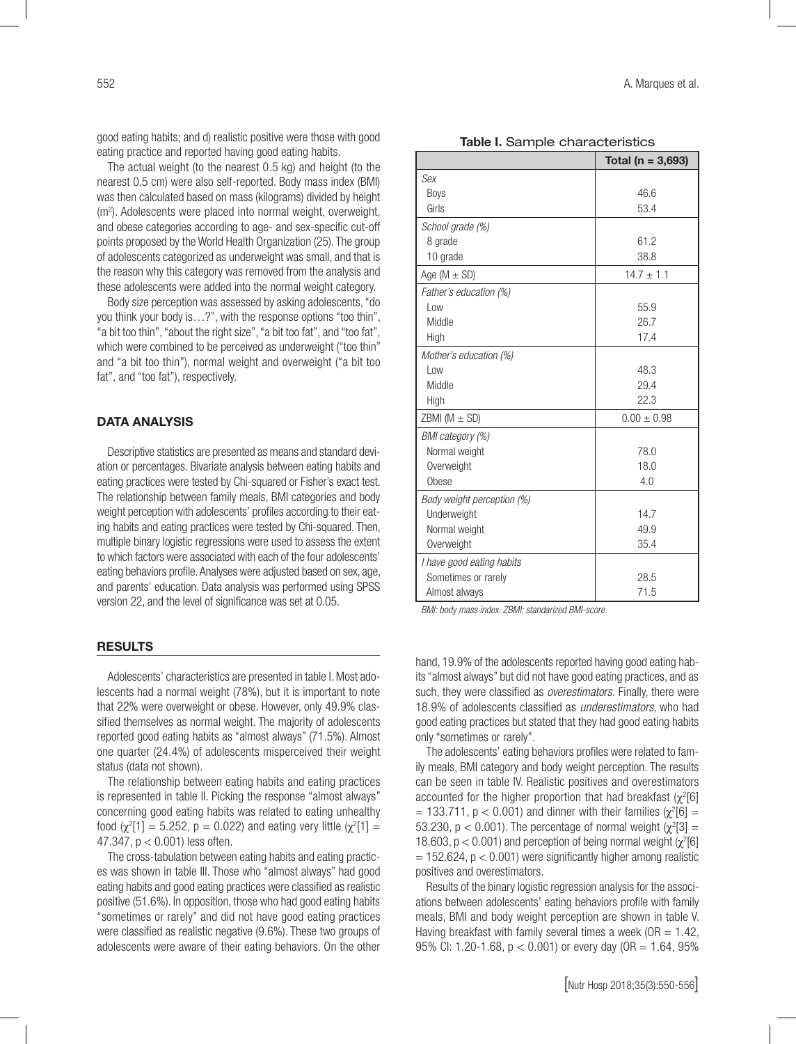good eating habits; and d) realistic positive were those with good eating practice and reported having good eating habits.

The actual weight (to the nearest 0.5 kg) and height (to the nearest 0.5 cm) were also self-reported. Body mass index (BMI) was then calculated based on mass (kilograms) divided by height ($m^2$). Adolescents were placed into normal weight, overweight, and obese categories according to age- and sex-specific cut-off points proposed by the World Health Organization (25). The group of adolescents categorized as underweight was small, and that is the reason why this category was removed from the analysis and these adolescents were added into the normal weight category.

Body size perception was assessed by asking adolescents, "do you think your body is…?", with the response options "too thin", "a bit too thin", "about the right size", "a bit too fat", and "too fat", which were combined to be perceived as underweight ("too thin" and "a bit too thin"), normal weight and overweight ("a bit too fat", and "too fat"), respectively.

## DATA ANALYSIS

Descriptive statistics are presented as means and standard deviation or percentages. Bivariate analysis between eating habits and eating practices were tested by Chi-squared or Fisher's exact test. The relationship between family meals, BMI categories and body weight perception with adolescents' profiles according to their eating habits and eating practices were tested by Chi-squared. Then, multiple binary logistic regressions were used to assess the extent to which factors were associated with each of the four adolescents' eating behaviors profile. Analyses were adjusted based on sex, age, and parents' education. Data analysis was performed using SPSS version 22, and the level of significance was set at 0.05.

## RESULTS

Adolescents' characteristics are presented in table I. Most adolescents had a normal weight (78%), but it is important to note that 22% were overweight or obese. However, only 49.9% classified themselves as normal weight. The majority of adolescents reported good eating habits as "almost always" (71.5%). Almost one quarter (24.4%) of adolescents misperceived their weight status (data not shown).

The relationship between eating habits and eating practices is represented in table II. Picking the response "almost always" concerning good eating habits was related to eating unhealthy food ($\chi^2[1] = 5.252$, $p = 0.022$) and eating very little ($\chi^2[1] = 47.347$, $p < 0.001$) less often.

The cross-tabulation between eating habits and eating practices was shown in table III. Those who "almost always" had good eating habits and good eating practices were classified as realistic positive (51.6%). In opposition, those who had good eating habits "sometimes or rarely" and did not have good eating practices were classified as realistic negative (9.6%). These two groups of adolescents were aware of their eating behaviors. On the other hand, 19.9% of the adolescents reported having good eating habits "almost always" but did not have good eating practices, and as such, they were classified as *overestimators*. Finally, there were 18.9% of adolescents classified as *underestimators*, who had good eating practices but stated that they had good eating habits only "sometimes or rarely".

The adolescents' eating behaviors profiles were related to family meals, BMI category and body weight perception. The results can be seen in table IV. Realistic positives and overestimators accounted for the higher proportion that had breakfast ($\chi^2[6] = 133.711$, $p < 0.001$) and dinner with their families ($\chi^2[6] = 53.230$, $p < 0.001$). The percentage of normal weight ($\chi^2[3] = 18.603$, $p < 0.001$) and perception of being normal weight ($\chi^2[6] = 152.624$, $p < 0.001$) were significantly higher among realistic positives and overestimators.

Results of the binary logistic regression analysis for the associations between adolescents' eating behaviors profile with family meals, BMI and body weight perception are shown in table V. Having breakfast with family several times a week (OR = 1.42, 95% CI: 1.20-1.68, $p < 0.001$) or every day (OR = 1.64, 95%

**Table I.** Sample characteristics

| | Total (n = 3,693) |
|---|---|
| *Sex* | |
| Boys | 46.6 |
| Girls | 53.4 |
| *School grade (%)* | |
| 8 grade | 61.2 |
| 10 grade | 38.8 |
| Age (M ± SD) | 14.7 ± 1.1 |
| *Father's education (%)* | |
| Low | 55.9 |
| Middle | 26.7 |
| High | 17.4 |
| *Mother's education (%)* | |
| Low | 48.3 |
| Middle | 29.4 |
| High | 22.3 |
| ZBMI (M ± SD) | 0.00 ± 0.98 |
| *BMI category (%)* | |
| Normal weight | 78.0 |
| Overweight | 18.0 |
| Obese | 4.0 |
| *Body weight perception (%)* | |
| Underweight | 14.7 |
| Normal weight | 49.9 |
| Overweight | 35.4 |
| *I have good eating habits* | |
| Sometimes or rarely | 28.5 |
| Almost always | 71.5 |

*BMI: body mass index. ZBMI: standarized BMI-score.*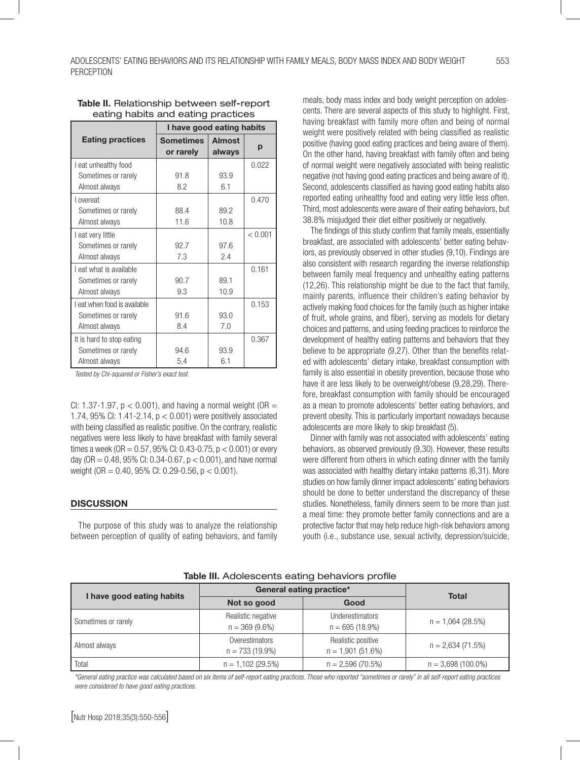**Table II.** Relationship between self-report eating habits and eating practices

| Eating practices | I have good eating habits | | |
|---|---|---|---|
| | Sometimes or rarely | Almost always | p |
| I eat unhealthy food | | | 0.022 |
| Sometimes or rarely | 91.8 | 93.9 | |
| Almost always | 8.2 | 6.1 | |
| I overeat | | | 0.470 |
| Sometimes or rarely | 88.4 | 89.2 | |
| Almost always | 11.6 | 10.8 | |
| I eat very little | | | < 0.001 |
| Sometimes or rarely | 92.7 | 97.6 | |
| Almost always | 7.3 | 2.4 | |
| I eat what is available | | | 0.161 |
| Sometimes or rarely | 90.7 | 89.1 | |
| Almost always | 9.3 | 10.9 | |
| I eat when food is available | | | 0.153 |
| Sometimes or rarely | 91.6 | 93.0 | |
| Almost always | 8.4 | 7.0 | |
| It is hard to stop eating | | | 0.367 |
| Sometimes or rarely | 94.6 | 93.9 | |
| Almost always | 5,4 | 6.1 | |

*Tested by Chi-squared or Fisher's exact test.*

CI: 1.37-1.97, $p < 0.001$), and having a normal weight (OR = 1.74, 95% CI: 1.41-2.14, $p < 0.001$) were positively associated with being classified as realistic positive. On the contrary, realistic negatives were less likely to have breakfast with family several times a week (OR = 0.57, 95% CI: 0.43-0.75, $p < 0.001$) or every day (OR = 0.48, 95% CI: 0.34-0.67, $p < 0.001$), and have normal weight (OR = 0.40, 95% CI: 0.29-0.56, $p < 0.001$).

## DISCUSSION

The purpose of this study was to analyze the relationship between perception of quality of eating behaviors, and family meals, body mass index and body weight perception on adolescents. There are several aspects of this study to highlight. First, having breakfast with family more often and being of normal weight were positively related with being classified as realistic positive (having good eating practices and being aware of them). On the other hand, having breakfast with family often and being of normal weight were negatively associated with being realistic negative (not having good eating practices and being aware of it). Second, adolescents classified as having good eating habits also reported eating unhealthy food and eating very little less often. Third, most adolescents were aware of their eating behaviors, but 38.8% misjudged their diet either positively or negatively.

The findings of this study confirm that family meals, essentially breakfast, are associated with adolescents' better eating behaviors, as previously observed in other studies (9,10). Findings are also consistent with research regarding the inverse relationship between family meal frequency and unhealthy eating patterns (12,26). This relationship might be due to the fact that family, mainly parents, influence their children's eating behavior by actively making food choices for the family (such as higher intake of fruit, whole grains, and fiber), serving as models for reinforce dietary choices and patterns, and using feeding practices to reinforce the development of healthy eating patterns and behaviors that they believe to be appropriate (9,27). Other than the benefits related with adolescents' dietary intake, breakfast consumption with family is also essential in obesity prevention, because those who have it are less likely to be overweight/obese (9,28,29). Therefore, breakfast consumption with family should be encouraged as a mean to promote adolescents' better eating behaviors, and prevent obesity. This is particularly important nowadays because adolescents are more likely to skip breakfast (5).

Dinner with family was not associated with adolescents' eating behaviors, as observed previously (9,30). However, these results were different from others in which eating dinner with the family was associated with healthy dietary intake patterns (6,31). More studies on how family dinner impact adolescents' eating behaviors should be done to better understand the discrepancy of these studies. Nonetheless, family dinners seem to be more than just a meal time: they promote better family connections and are a protective factor that may help reduce high-risk behaviors among youth (i.e., substance use, sexual activity, depression/suicide,

**Table III.** Adolescents eating behaviors profile

| I have good eating habits | General eating practice* | | Total |
|---|---|---|---|
| | Not so good | Good | |
| Sometimes or rarely | Realistic negative<br>n = 369 (9.6%) | Underestimators<br>n = 695 (18.9%) | n = 1,064 (28.5%) |
| Almost always | Overestimators<br>n = 733 (19.9%) | Realistic positive<br>n = 1,901 (51.6%) | n = 2,634 (71.5%) |
| Total | n = 1,102 (29.5%) | n = 2,596 (70.5%) | n = 3,698 (100.0%) |

*\*General eating practice was calculated based on six items of self-report eating practices. Those who reported "sometimes or rarely" in all self-report eating practices were considered to have good eating practices.*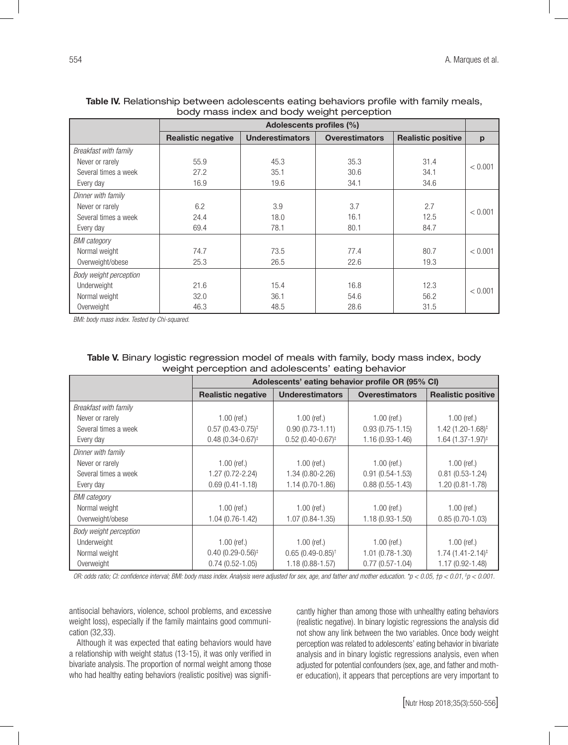**Table IV.** Relationship between adolescents eating behaviors profile with family meals, body mass index and body weight perception

| | Adolescents profiles (%) | | | | |
|---|---|---|---|---|---|
| | **Realistic negative** | **Underestimators** | **Overestimators** | **Realistic positive** | **p** |
| *Breakfast with family* | | | | | |
| Never or rarely | 55.9 | 45.3 | 35.3 | 31.4 | < 0.001 |
| Several times a week | 27.2 | 35.1 | 30.6 | 34.1 | |
| Every day | 16.9 | 19.6 | 34.1 | 34.6 | |
| *Dinner with family* | | | | | |
| Never or rarely | 6.2 | 3.9 | 3.7 | 2.7 | < 0.001 |
| Several times a week | 24.4 | 18.0 | 16.1 | 12.5 | |
| Every day | 69.4 | 78.1 | 80.1 | 84.7 | |
| *BMI category* | | | | | |
| Normal weight | 74.7 | 73.5 | 77.4 | 80.7 | < 0.001 |
| Overweight/obese | 25.3 | 26.5 | 22.6 | 19.3 | |
| *Body weight perception* | | | | | |
| Underweight | 21.6 | 15.4 | 16.8 | 12.3 | < 0.001 |
| Normal weight | 32.0 | 36.1 | 54.6 | 56.2 | |
| Overweight | 46.3 | 48.5 | 28.6 | 31.5 | |

*BMI: body mass index. Tested by Chi-squared.*

**Table V.** Binary logistic regression model of meals with family, body mass index, body weight perception and adolescents' eating behavior

| | Adolescents' eating behavior profile OR (95% CI) | | | |
|---|---|---|---|---|
| | **Realistic negative** | **Underestimators** | **Overestimators** | **Realistic positive** |
| *Breakfast with family* | | | | |
| Never or rarely | 1.00 (ref.) | 1.00 (ref.) | 1.00 (ref.) | 1.00 (ref.) |
| Several times a week | 0.57 (0.43-0.75)‡ | 0.90 (0.73-1.11) | 0.93 (0.75-1.15) | 1.42 (1.20-1.68)‡ |
| Every day | 0.48 (0.34-0.67)‡ | 0.52 (0.40-0.67)‡ | 1.16 (0.93-1.46) | 1.64 (1.37-1.97)‡ |
| *Dinner with family* | | | | |
| Never or rarely | 1.00 (ref.) | 1.00 (ref.) | 1.00 (ref.) | 1.00 (ref.) |
| Several times a week | 1.27 (0.72-2.24) | 1.34 (0.80-2.26) | 0.91 (0.54-1.53) | 0.81 (0.53-1.24) |
| Every day | 0.69 (0.41-1.18) | 1.14 (0.70-1.86) | 0.88 (0.55-1.43) | 1.20 (0.81-1.78) |
| *BMI category* | | | | |
| Normal weight | 1.00 (ref.) | 1.00 (ref.) | 1.00 (ref.) | 1.00 (ref.) |
| Overweight/obese | 1.04 (0.76-1.42) | 1.07 (0.84-1.35) | 1.18 (0.93-1.50) | 0.85 (0.70-1.03) |
| *Body weight perception* | | | | |
| Underweight | 1.00 (ref.) | 1.00 (ref.) | 1.00 (ref.) | 1.00 (ref.) |
| Normal weight | 0.40 (0.29-0.56)‡ | 0.65 (0.49-0.85)† | 1.01 (0.78-1.30) | 1.74 (1.41-2.14)‡ |
| Overweight | 0.74 (0.52-1.05) | 1.18 (0.88-1.57) | 0.77 (0.57-1.04) | 1.17 (0.92-1.48) |

*OR: odds ratio; CI: confidence interval; BMI: body mass index. Analysis were adjusted for sex, age, and father and mother education. \*p < 0.05, †p < 0.01, ‡p < 0.001.*

antisocial behaviors, violence, school problems, and excessive weight loss), especially if the family maintains good communication (32,33).

Although it was expected that eating behaviors would have a relationship with weight status (13-15), it was only verified in bivariate analysis. The proportion of normal weight among those who had healthy eating behaviors (realistic positive) was significantly higher than among those with unhealthy eating behaviors (realistic negative). In binary logistic regressions the analysis did not show any link between the two variables. Once body weight perception was related to adolescents' eating behavior in bivariate analysis and in binary logistic regressions analysis, even when adjusted for potential confounders (sex, age, and father and mother education), it appears that perceptions are very important to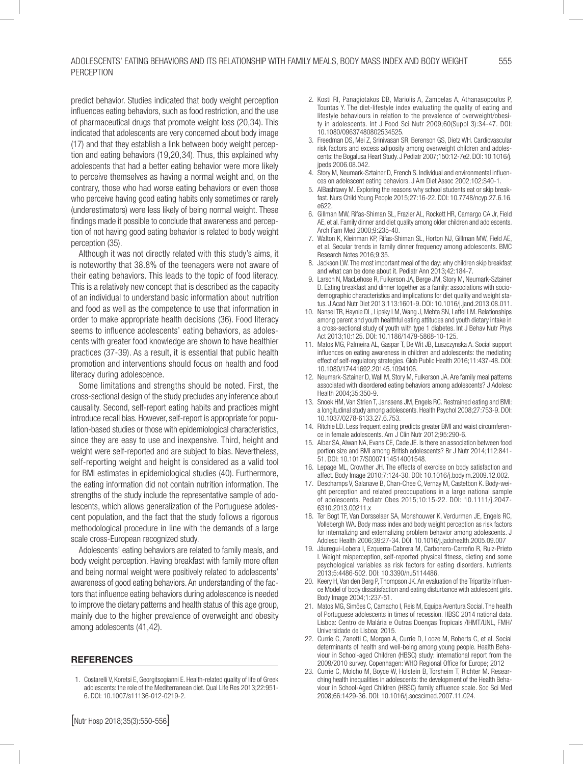predict behavior. Studies indicated that body weight perception influences eating behaviors, such as food restriction, and the use of pharmaceutical drugs that promote weight loss (20,34). This indicated that adolescents are very concerned about body image (17) and that they establish a link between body weight perception and eating behaviors (19,20,34). Thus, this explained why adolescents that had a better eating behavior were more likely to perceive themselves as having a normal weight and, on the contrary, those who had worse eating behaviors or even those who perceive having good eating habits only sometimes or rarely (underestimators) were less likely of being normal weight. These findings made it possible to conclude that awareness and perception of not having good eating behavior is related to body weight perception (35).

Although it was not directly related with this study's aims, it is noteworthy that 38.8% of the teenagers were not aware of their eating behaviors. This leads to the topic of food literacy. This is a relatively new concept that is described as the capacity of an individual to understand basic information about nutrition and food as well as the competence to use that information in order to make appropriate health decisions (36). Food literacy seems to influence adolescents' eating behaviors, as adolescents with greater food knowledge are shown to have healthier practices (37-39). As a result, it is essential that public health promotion and interventions should focus on health and food literacy during adolescence.

Some limitations and strengths should be noted. First, the cross-sectional design of the study precludes any inference about causality. Second, self-report eating habits and practices might introduce recall bias. However, self-report is appropriate for population-based studies or those with epidemiological characteristics, since they are easy to use and inexpensive. Third, height and weight were self-reported and are subject to bias. Nevertheless, self-reporting weight and height is considered as a valid tool for BMI estimates in epidemiological studies (40). Furthermore, the eating information did not contain nutrition information. The strengths of the study include the representative sample of adolescents, which allows generalization of the Portuguese adolescent population, and the fact that the study follows a rigorous methodological procedure in line with the demands of a large scale cross-European recognized study.

Adolescents' eating behaviors are related to family meals, and body weight perception. Having breakfast with family more often and being normal weight were positively related to adolescents' awareness of good eating behaviors. An understanding of the factors that influence eating behaviors during adolescence is needed to improve the dietary patterns and health status of this age group, mainly due to the higher prevalence of overweight and obesity among adolescents (41,42).

## REFERENCES

1. Costarelli V, Koretsi E, Georgitsogianni E. Health-related quality of life of Greek adolescents: the role of the Mediterranean diet. Qual Life Res 2013;22:951-6. DOI: 10.1007/s11136-012-0219-2.
2. Kosti RI, Panagiotakos DB, Mariolis A, Zampelas A, Athanasopoulos P, Tountas Y. The diet-lifestyle index evaluating the quality of eating and lifestyle behaviours in relation to the prevalence of overweight/obesity in adolescents. Int J Food Sci Nutr 2009;60(Suppl 3):34-47. DOI: 10.1080/09637480802534525.
3. Freedman DS, Mei Z, Srinivasan SR, Berenson GS, Dietz WH. Cardiovascular risk factors and excess adiposity among overweight children and adolescents: the Bogalusa Heart Study. J Pediatr 2007;150:12-7e2. DOI: 10.1016/j.jpeds.2006.08.042.
4. Story M, Neumark-Sztainer D, French S. Individual and environmental influences on adolescent eating behaviors. J Am Diet Assoc 2002;102:S40-1.
5. AlBashtawy M. Exploring the reasons why school students eat or skip breakfast. Nurs Child Young People 2015;27:16-22. DOI: 10.7748/ncyp.27.6.16.e622.
6. Gillman MW, Rifas-Shiman SL, Frazier AL, Rockett HR, Camargo CA Jr, Field AE, et al. Family dinner and diet quality among older children and adolescents. Arch Fam Med 2000;9:235-40.
7. Walton K, Kleinman KP, Rifas-Shiman SL, Horton NJ, Gillman MW, Field AE, et al. Secular trends in family dinner frequency among adolescents. BMC Research Notes 2016;9:35.
8. Jackson LW. The most important meal of the day: why children skip breakfast and what can be done about it. Pediatr Ann 2013;42:184-7.
9. Larson N, MacLehose R, Fulkerson JA, Berge JM, Story M, Neumark-Sztainer D. Eating breakfast and dinner together as a family: associations with sociodemographic characteristics and implications for diet quality and weight status. J Acad Nutr Diet 2013;113:1601-9. DOI: 10.1016/j.jand.2013.08.011.
10. Nansel TR, Haynie DL, Lipsky LM, Wang J, Mehta SN, Laffel LM. Relationships among parent and youth healthful eating attitudes and youth dietary intake in a cross-sectional study of youth with type 1 diabetes. Int J Behav Nutr Phys Act 2013;10:125. DOI: 10.1186/1479-5868-10-125.
11. Matos MG, Palmeira AL, Gaspar T, De Wit JB, Luszczynska A. Social support influences on eating awareness in children and adolescents: the mediating effect of self-regulatory strategies. Glob Public Health 2016;11:437-48. DOI: 10.1080/17441692.20145.1094106.
12. Neumark-Sztainer D, Wall M, Story M, Fulkerson JA. Are family meal patterns associated with disordered eating behaviors among adolescents? J Adolesc Health 2004;35:350-9.
13. Snoek HM, Van Strien T, Janssens JM, Engels RC. Restrained eating and BMI: a longitudinal study among adolescents. Health Psychol 2008;27:753-9. DOI: 10.1037/0278-6133.27.6.753.
14. Ritchie LD. Less frequent eating predicts greater BMI and waist circumference in female adolescents. Am J Clin Nutr 2012;95:290-6.
15. Albar SA, Alwan NA, Evans CE, Cade JE. Is there an association between food portion size and BMI among British adolescents? Br J Nutr 2014;112:841-51. DOI: 10.1017/S0007114514001548.
16. Lepage ML, Crowther JH. The effects of exercise on body satisfaction and affect. Body Image 2010;7:124-30. DOI: 10.1016/j.bodyim.2009.12.002.
17. Deschamps V, Salanave B, Chan-Chee C, Vernay M, Castetbon K. Body-weight perception and related preoccupations in a large national sample of adolescents. Pediatr Obes 2015;10:15-22. DOI: 10.1111/j.2047-6310.2013.00211.x
18. Ter Bogt TF, Van Dorsselaer SA, Monshouwer K, Verdurmen JE, Engels RC, Vollebergh WA. Body mass index and body weight perception as risk factors for internalizing and externalizing problem behavior among adolescents. J Adolesc Health 2006;39:27-34. DOI: 10.1016/j.jadohealth.2005.09.007
19. Jáuregui-Lobera I, Ezquerra-Cabrera M, Carbonero-Carreño R, Ruiz-Prieto I. Weight misperception, self-reported physical fitness, dieting and some psychological variables as risk factors for eating disorders. Nutrients 2013;5:4486-502. DOI: 10.3390/nu5114486.
20. Keery H, Van den Berg P, Thompson JK. An evaluation of the Tripartite Influence Model of body dissatisfaction and eating disturbance with adolescent girls. Body Image 2004;1:237-51.
21. Matos MG, Simões C, Camacho I, Reis M, Equipa Aventura Social. The health of Portuguese adolescents in times of recession. HBSC 2014 national data. Lisboa: Centro de Malária e Outras Doenças Tropicais /IHMT/UNL, FMH/ Universidade de Lisboa; 2015.
22. Currie C, Zanotti C, Morgan A, Currie D, Looze M, Roberts C, et al. Social determinants of health and well-being among young people. Health Behaviour in School-aged Children (HBSC) study: international report from the 2009/2010 survey. Copenhagen: WHO Regional Office for Europe; 2012
23. Currie C, Molcho M, Boyce W, Holstein B, Torsheim T, Richter M. Researching health inequalities in adolescents: the development of the Health Behaviour in School-Aged Children (HBSC) family affluence scale. Soc Sci Med 2008;66:1429-36. DOI: 10.1016/j.socscimed.2007.11.024.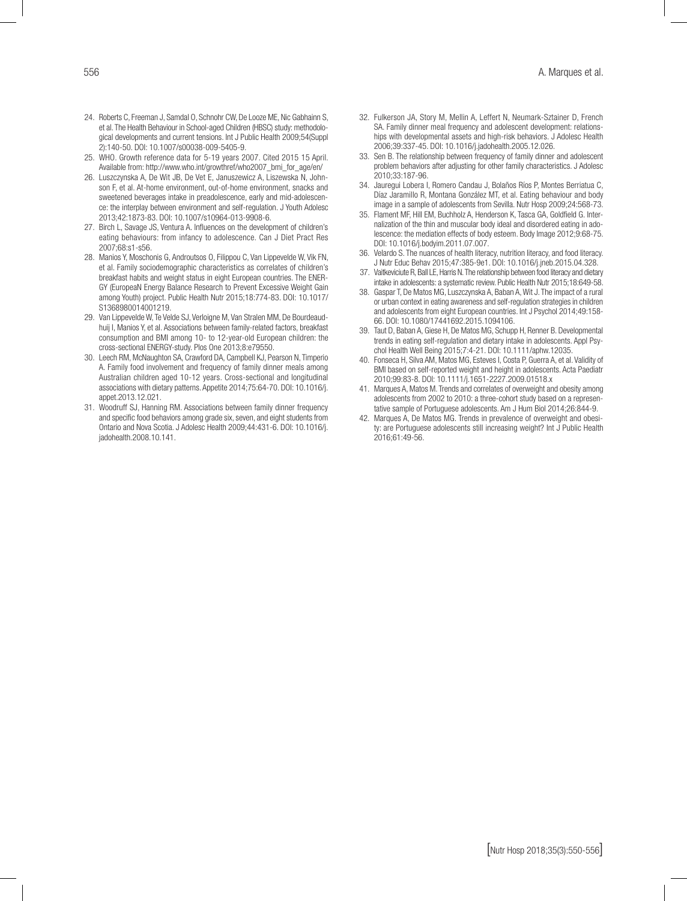24. Roberts C, Freeman J, Samdal O, Schnohr CW, De Looze ME, Nic Gabhainn S, et al. The Health Behaviour in School-aged Children (HBSC) study: methodological developments and current tensions. Int J Public Health 2009;54(Suppl 2):140-50. DOI: 10.1007/s00038-009-5405-9.
25. WHO. Growth reference data for 5-19 years 2007. Cited 2015 15 April. Available from: http://www.who.int/growthref/who2007_bmi_for_age/en/
26. Luszczynska A, De Wit JB, De Vet E, Januszewicz A, Liszewska N, Johnson F, et al. At-home environment, out-of-home environment, snacks and sweetened beverages intake in preadolescence, early and mid-adolescence: the interplay between environment and self-regulation. J Youth Adolesc 2013;42:1873-83. DOI: 10.1007/s10964-013-9908-6.
27. Birch L, Savage JS, Ventura A. Influences on the development of children's eating behaviours: from infancy to adolescence. Can J Diet Pract Res 2007;68:s1-s56.
28. Manios Y, Moschonis G, Androutsos O, Filippou C, Van Lippevelde W, Vik FN, et al. Family sociodemographic characteristics as correlates of children's breakfast habits and weight status in eight European countries. The ENERGY (EuropeaN Energy Balance Research to Prevent Excessive Weight Gain among Youth) project. Public Health Nutr 2015;18:774-83. DOI: 10.1017/S1368980014001219.
29. Van Lippevelde W, Te Velde SJ, Verloigne M, Van Stralen MM, De Bourdeaudhuij I, Manios Y, et al. Associations between family-related factors, breakfast consumption and BMI among 10- to 12-year-old European children: the cross-sectional ENERGY-study. Plos One 2013;8:e79550.
30. Leech RM, McNaughton SA, Crawford DA, Campbell KJ, Pearson N, Timperio A. Family food involvement and frequency of family dinner meals among Australian children aged 10-12 years. Cross-sectional and longitudinal associations with dietary patterns. Appetite 2014;75:64-70. DOI: 10.1016/j.appet.2013.12.021.
31. Woodruff SJ, Hanning RM. Associations between family dinner frequency and specific food behaviors among grade six, seven, and eight students from Ontario and Nova Scotia. J Adolesc Health 2009;44:431-6. DOI: 10.1016/j.jadohealth.2008.10.141.
32. Fulkerson JA, Story M, Mellin A, Leffert N, Neumark-Sztainer D, French SA. Family dinner meal frequency and adolescent development: relationships with developmental assets and high-risk behaviors. J Adolesc Health 2006;39:337-45. DOI: 10.1016/j.jadohealth.2005.12.026.
33. Sen B. The relationship between frequency of family dinner and adolescent problem behaviors after adjusting for other family characteristics. J Adolesc 2010;33:187-96.
34. Jauregui Lobera I, Romero Candau J, Bolaños Ríos P, Montes Berriatua C, Díaz Jaramillo R, Montana González MT, et al. Eating behaviour and body image in a sample of adolescents from Sevilla. Nutr Hosp 2009;24:568-73.
35. Flament MF, Hill EM, Buchholz A, Henderson K, Tasca GA, Goldfield G. Internalization of the thin and muscular body ideal and disordered eating in adolescence: the mediation effects of body esteem. Body Image 2012;9:68-75. DOI: 10.1016/j.bodyim.2011.07.007.
36. Velardo S. The nuances of health literacy, nutrition literacy, and food literacy. J Nutr Educ Behav 2015;47:385-9e1. DOI: 10.1016/j.jneb.2015.04.328.
37. Vaitkeviciute R, Ball LE, Harris N. The relationship between food literacy and dietary intake in adolescents: a systematic review. Public Health Nutr 2015;18:649-58.
38. Gaspar T, De Matos MG, Luszczynska A, Baban A, Wit J. The impact of a rural or urban context in eating awareness and self-regulation strategies in children and adolescents from eight European countries. Int J Psychol 2014;49:158-66. DOI: 10.1080/17441692.2015.1094106.
39. Taut D, Baban A, Giese H, De Matos MG, Schupp H, Renner B. Developmental trends in eating self-regulation and dietary intake in adolescents. Appl Psychol Health Well Being 2015;7:4-21. DOI: 10.1111/aphw.12035.
40. Fonseca H, Silva AM, Matos MG, Esteves I, Costa P, Guerra A, et al. Validity of BMI based on self-reported weight and height in adolescents. Acta Paediatr 2010;99:83-8. DOI: 10.1111/j.1651-2227.2009.01518.x
41. Marques A, Matos M. Trends and correlates of overweight and obesity among adolescents from 2002 to 2010: a three-cohort study based on a representative sample of Portuguese adolescents. Am J Hum Biol 2014;26:844-9.
42. Marques A, De Matos MG. Trends in prevalence of overweight and obesity: are Portuguese adolescents still increasing weight? Int J Public Health 2016;61:49-56.